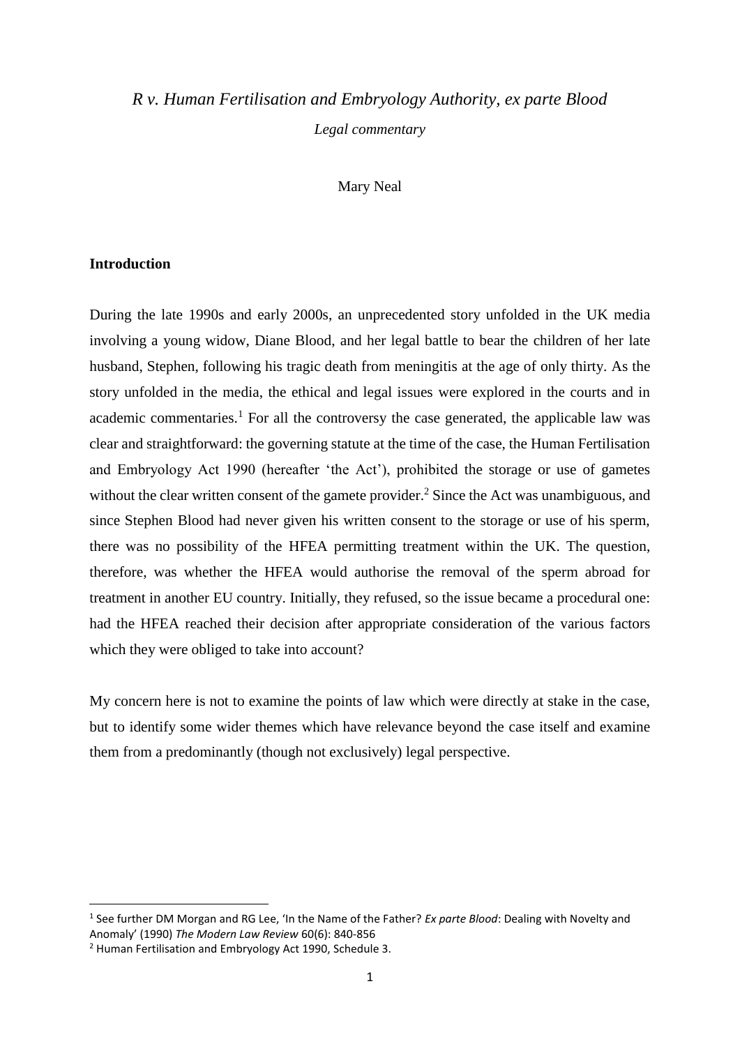*R v. Human Fertilisation and Embryology Authority, ex parte Blood*

*Legal commentary*

Mary Neal

## Introduction

During the late 1990s and early 2000s, an unprecedented story unfolded in the UK media involving a young widow, Diane Blood, and her legal battle to bear the children of her late husband, Stephen, following his tragic death from meningitis at the age of only thirty. As the story unfolded in the media, the ethical and legal issues were explored in the courts and in academic commentaries.[1] For all the controversy the case generated, the applicable law was clear and straightforward: the governing statute at the time of the case, the Human Fertilisation and Embryology Act 1990 (hereafter 'the Act'), prohibited the storage or use of gametes without the clear written consent of the gamete provider.[2] Since the Act was unambiguous, and since Stephen Blood had never given his written consent to the storage or use of his sperm, there was no possibility of the HFEA permitting treatment within the UK. The question, therefore, was whether the HFEA would authorise the removal of the sperm abroad for treatment in another EU country. Initially, they refused, so the issue became a procedural one: had the HFEA reached their decision after appropriate consideration of the various factors which they were obliged to take into account?

My concern here is not to examine the points of law which were directly at stake in the case, but to identify some wider themes which have relevance beyond the case itself and examine them from a predominantly (though not exclusively) legal perspective.

[1] See further DM Morgan and RG Lee, 'In the Name of the Father? *Ex parte Blood*: Dealing with Novelty and Anomaly' (1990) *The Modern Law Review* 60(6): 840-856

[2] Human Fertilisation and Embryology Act 1990, Schedule 3.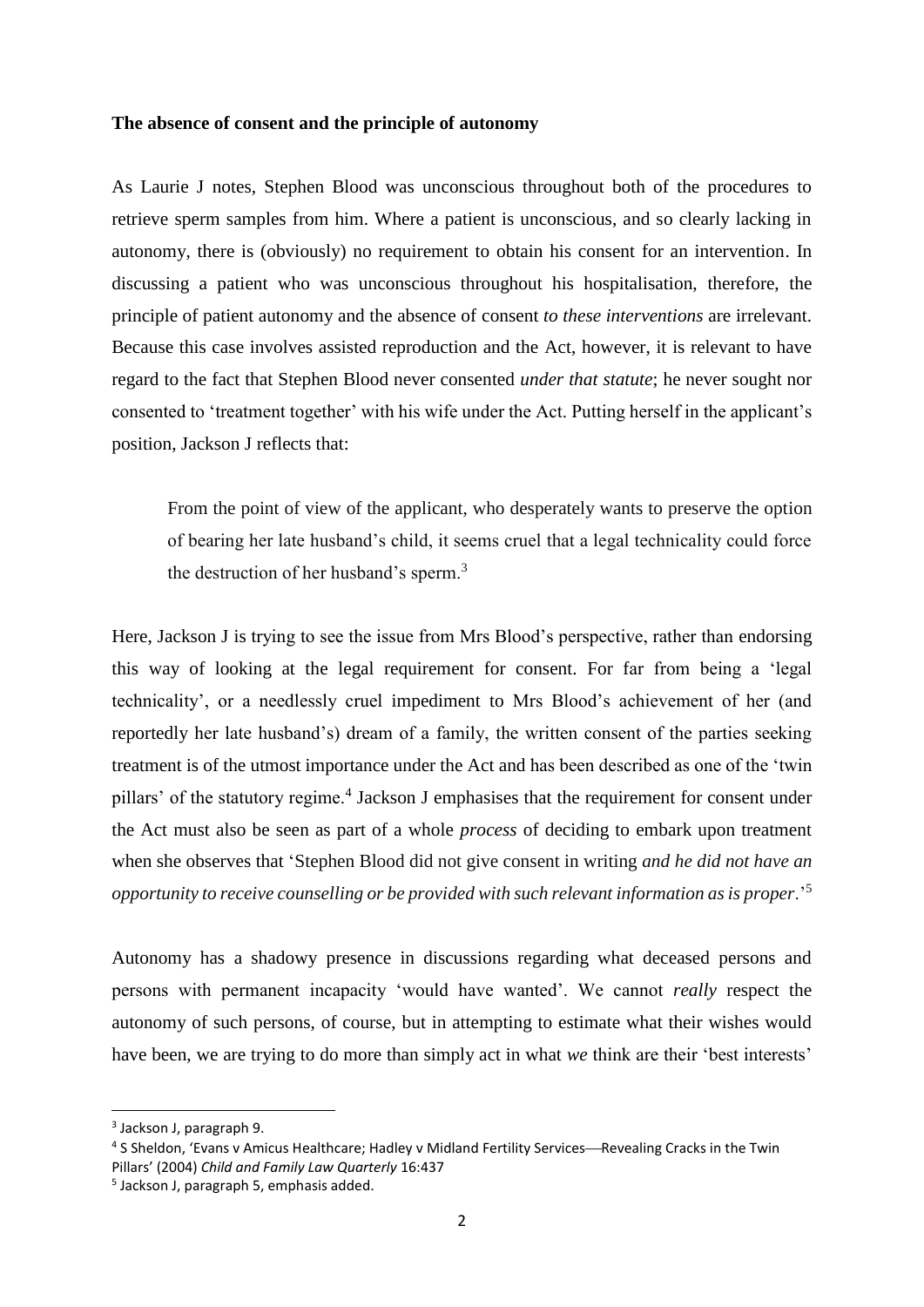**The absence of consent and the principle of autonomy**

As Laurie J notes, Stephen Blood was unconscious throughout both of the procedures to retrieve sperm samples from him. Where a patient is unconscious, and so clearly lacking in autonomy, there is (obviously) no requirement to obtain his consent for an intervention. In discussing a patient who was unconscious throughout his hospitalisation, therefore, the principle of patient autonomy and the absence of consent *to these interventions* are irrelevant. Because this case involves assisted reproduction and the Act, however, it is relevant to have regard to the fact that Stephen Blood never consented *under that statute*; he never sought nor consented to 'treatment together' with his wife under the Act. Putting herself in the applicant's position, Jackson J reflects that:

> From the point of view of the applicant, who desperately wants to preserve the option of bearing her late husband's child, it seems cruel that a legal technicality could force the destruction of her husband's sperm.[3]

Here, Jackson J is trying to see the issue from Mrs Blood's perspective, rather than endorsing this way of looking at the legal requirement for consent. For far from being a 'legal technicality', or a needlessly cruel impediment to Mrs Blood's achievement of her (and reportedly her late husband's) dream of a family, the written consent of the parties seeking treatment is of the utmost importance under the Act and has been described as one of the 'twin pillars' of the statutory regime.[4] Jackson J emphasises that the requirement for consent under the Act must also be seen as part of a whole *process* of deciding to embark upon treatment when she observes that 'Stephen Blood did not give consent in writing *and he did not have an opportunity to receive counselling or be provided with such relevant information as is proper*.'[5]

Autonomy has a shadowy presence in discussions regarding what deceased persons and persons with permanent incapacity 'would have wanted'. We cannot *really* respect the autonomy of such persons, of course, but in attempting to estimate what their wishes would have been, we are trying to do more than simply act in what *we* think are their 'best interests'

[3] Jackson J, paragraph 9.

[4] S Sheldon, 'Evans v Amicus Healthcare; Hadley v Midland Fertility Services—Revealing Cracks in the Twin Pillars' (2004) *Child and Family Law Quarterly* 16:437

[5] Jackson J, paragraph 5, emphasis added.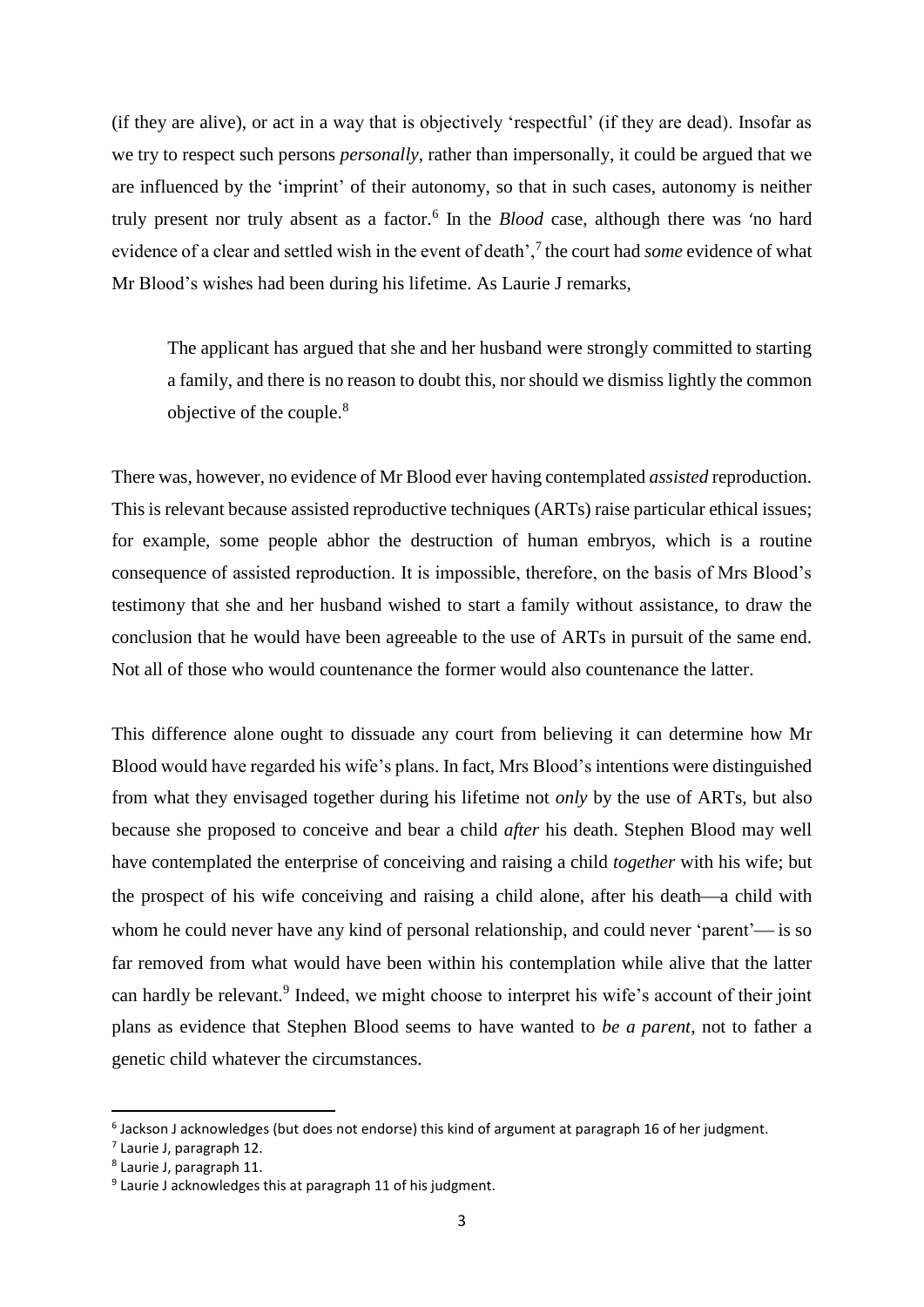(if they are alive), or act in a way that is objectively 'respectful' (if they are dead). Insofar as we try to respect such persons *personally*, rather than impersonally, it could be argued that we are influenced by the 'imprint' of their autonomy, so that in such cases, autonomy is neither truly present nor truly absent as a factor.[6] In the *Blood* case, although there was 'no hard evidence of a clear and settled wish in the event of death',[7] the court had *some* evidence of what Mr Blood's wishes had been during his lifetime. As Laurie J remarks,

> The applicant has argued that she and her husband were strongly committed to starting a family, and there is no reason to doubt this, nor should we dismiss lightly the common objective of the couple.[8]

There was, however, no evidence of Mr Blood ever having contemplated *assisted* reproduction. This is relevant because assisted reproductive techniques (ARTs) raise particular ethical issues; for example, some people abhor the destruction of human embryos, which is a routine consequence of assisted reproduction. It is impossible, therefore, on the basis of Mrs Blood's testimony that she and her husband wished to start a family without assistance, to draw the conclusion that he would have been agreeable to the use of ARTs in pursuit of the same end. Not all of those who would countenance the former would also countenance the latter.

This difference alone ought to dissuade any court from believing it can determine how Mr Blood would have regarded his wife's plans. In fact, Mrs Blood's intentions were distinguished from what they envisaged together during his lifetime not *only* by the use of ARTs, but also because she proposed to conceive and bear a child *after* his death. Stephen Blood may well have contemplated the enterprise of conceiving and raising a child *together* with his wife; but the prospect of his wife conceiving and raising a child alone, after his death—a child with whom he could never have any kind of personal relationship, and could never 'parent'— is so far removed from what would have been within his contemplation while alive that the latter can hardly be relevant.[9] Indeed, we might choose to interpret his wife's account of their joint plans as evidence that Stephen Blood seems to have wanted to *be a parent*, not to father a genetic child whatever the circumstances.

---

[6] Jackson J acknowledges (but does not endorse) this kind of argument at paragraph 16 of her judgment.

[7] Laurie J, paragraph 12.

[8] Laurie J, paragraph 11.

[9] Laurie J acknowledges this at paragraph 11 of his judgment.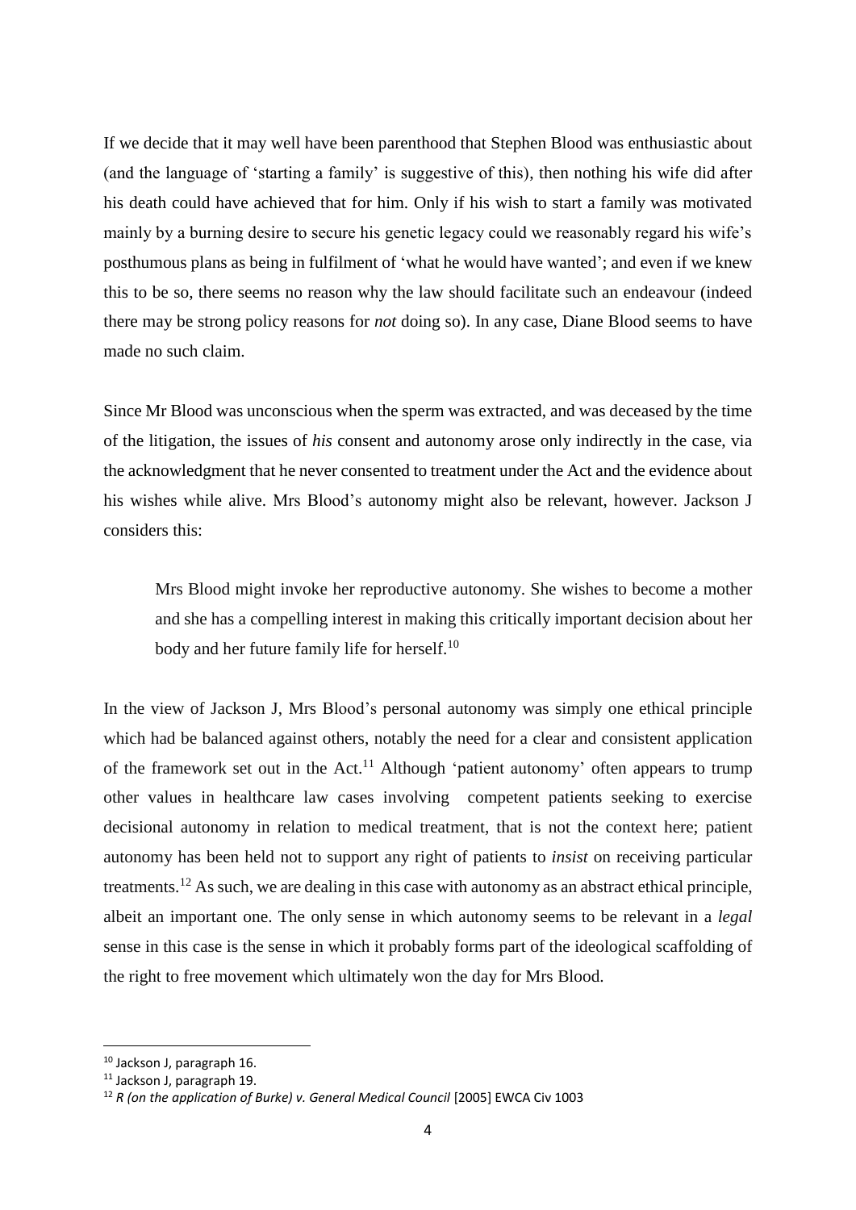If we decide that it may well have been parenthood that Stephen Blood was enthusiastic about (and the language of 'starting a family' is suggestive of this), then nothing his wife did after his death could have achieved that for him. Only if his wish to start a family was motivated mainly by a burning desire to secure his genetic legacy could we reasonably regard his wife's posthumous plans as being in fulfilment of 'what he would have wanted'; and even if we knew this to be so, there seems no reason why the law should facilitate such an endeavour (indeed there may be strong policy reasons for *not* doing so). In any case, Diane Blood seems to have made no such claim.

Since Mr Blood was unconscious when the sperm was extracted, and was deceased by the time of the litigation, the issues of *his* consent and autonomy arose only indirectly in the case, via the acknowledgment that he never consented to treatment under the Act and the evidence about his wishes while alive. Mrs Blood's autonomy might also be relevant, however. Jackson J considers this:

> Mrs Blood might invoke her reproductive autonomy. She wishes to become a mother and she has a compelling interest in making this critically important decision about her body and her future family life for herself.[10]

In the view of Jackson J, Mrs Blood's personal autonomy was simply one ethical principle which had be balanced against others, notably the need for a clear and consistent application of the framework set out in the Act.[11] Although 'patient autonomy' often appears to trump other values in healthcare law cases involving competent patients seeking to exercise decisional autonomy in relation to medical treatment, that is not the context here; patient autonomy has been held not to support any right of patients to *insist* on receiving particular treatments.[12] As such, we are dealing in this case with autonomy as an abstract ethical principle, albeit an important one. The only sense in which autonomy seems to be relevant in a *legal* sense in this case is the sense in which it probably forms part of the ideological scaffolding of the right to free movement which ultimately won the day for Mrs Blood.

---

[10] Jackson J, paragraph 16.

[11] Jackson J, paragraph 19.

[12] *R (on the application of Burke) v. General Medical Council* [2005] EWCA Civ 1003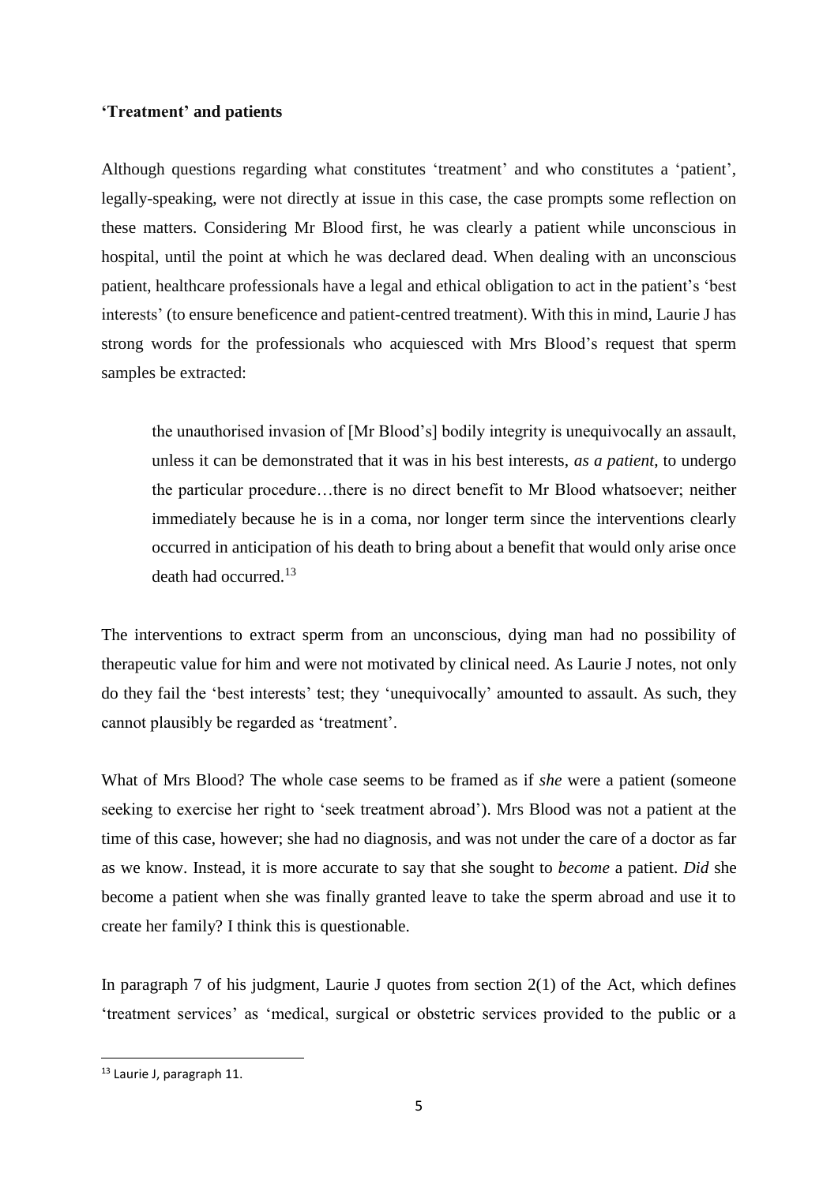**'Treatment' and patients**

Although questions regarding what constitutes 'treatment' and who constitutes a 'patient', legally-speaking, were not directly at issue in this case, the case prompts some reflection on these matters. Considering Mr Blood first, he was clearly a patient while unconscious in hospital, until the point at which he was declared dead. When dealing with an unconscious patient, healthcare professionals have a legal and ethical obligation to act in the patient's 'best interests' (to ensure beneficence and patient-centred treatment). With this in mind, Laurie J has strong words for the professionals who acquiesced with Mrs Blood's request that sperm samples be extracted:

> the unauthorised invasion of [Mr Blood's] bodily integrity is unequivocally an assault, unless it can be demonstrated that it was in his best interests, *as a patient*, to undergo the particular procedure…there is no direct benefit to Mr Blood whatsoever; neither immediately because he is in a coma, nor longer term since the interventions clearly occurred in anticipation of his death to bring about a benefit that would only arise once death had occurred.[13]

The interventions to extract sperm from an unconscious, dying man had no possibility of therapeutic value for him and were not motivated by clinical need. As Laurie J notes, not only do they fail the 'best interests' test; they 'unequivocally' amounted to assault. As such, they cannot plausibly be regarded as 'treatment'.

What of Mrs Blood? The whole case seems to be framed as if *she* were a patient (someone seeking to exercise her right to 'seek treatment abroad'). Mrs Blood was not a patient at the time of this case, however; she had no diagnosis, and was not under the care of a doctor as far as we know. Instead, it is more accurate to say that she sought to *become* a patient. *Did* she become a patient when she was finally granted leave to take the sperm abroad and use it to create her family? I think this is questionable.

In paragraph 7 of his judgment, Laurie J quotes from section 2(1) of the Act, which defines 'treatment services' as 'medical, surgical or obstetric services provided to the public or a

---

[13] Laurie J, paragraph 11.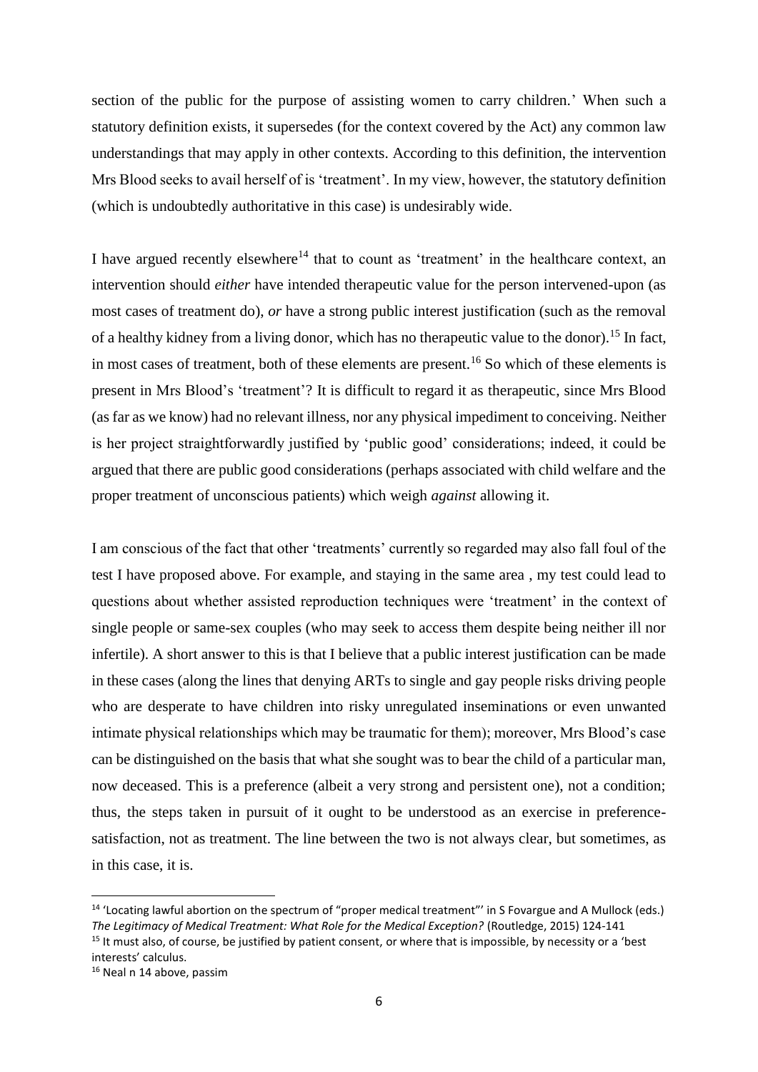section of the public for the purpose of assisting women to carry children.' When such a statutory definition exists, it supersedes (for the context covered by the Act) any common law understandings that may apply in other contexts. According to this definition, the intervention Mrs Blood seeks to avail herself of is 'treatment'. In my view, however, the statutory definition (which is undoubtedly authoritative in this case) is undesirably wide.

I have argued recently elsewhere[14] that to count as 'treatment' in the healthcare context, an intervention should *either* have intended therapeutic value for the person intervened-upon (as most cases of treatment do), *or* have a strong public interest justification (such as the removal of a healthy kidney from a living donor, which has no therapeutic value to the donor).[15] In fact, in most cases of treatment, both of these elements are present.[16] So which of these elements is present in Mrs Blood's 'treatment'? It is difficult to regard it as therapeutic, since Mrs Blood (as far as we know) had no relevant illness, nor any physical impediment to conceiving. Neither is her project straightforwardly justified by 'public good' considerations; indeed, it could be argued that there are public good considerations (perhaps associated with child welfare and the proper treatment of unconscious patients) which weigh *against* allowing it.

I am conscious of the fact that other 'treatments' currently so regarded may also fall foul of the test I have proposed above. For example, and staying in the same area , my test could lead to questions about whether assisted reproduction techniques were 'treatment' in the context of single people or same-sex couples (who may seek to access them despite being neither ill nor infertile). A short answer to this is that I believe that a public interest justification can be made in these cases (along the lines that denying ARTs to single and gay people risks driving people who are desperate to have children into risky unregulated inseminations or even unwanted intimate physical relationships which may be traumatic for them); moreover, Mrs Blood's case can be distinguished on the basis that what she sought was to bear the child of a particular man, now deceased. This is a preference (albeit a very strong and persistent one), not a condition; thus, the steps taken in pursuit of it ought to be understood as an exercise in preference-satisfaction, not as treatment. The line between the two is not always clear, but sometimes, as in this case, it is.

---

[14] 'Locating lawful abortion on the spectrum of "proper medical treatment"' in S Fovargue and A Mullock (eds.) *The Legitimacy of Medical Treatment: What Role for the Medical Exception?* (Routledge, 2015) 124-141

[15] It must also, of course, be justified by patient consent, or where that is impossible, by necessity or a 'best interests' calculus.

[16] Neal n 14 above, passim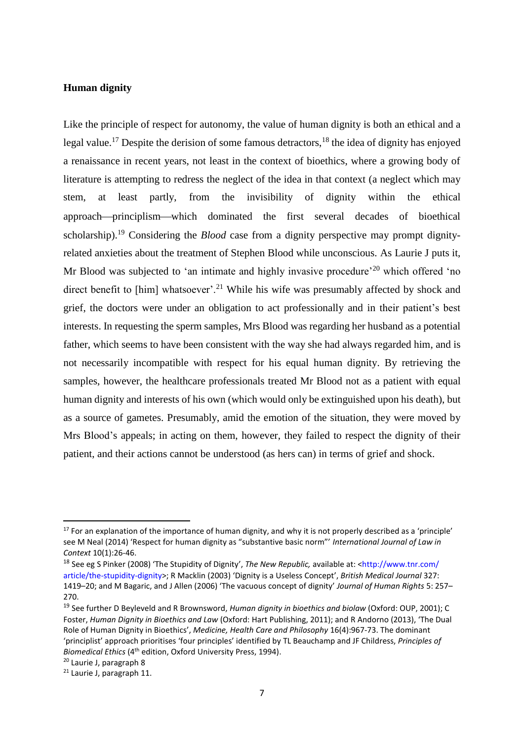**Human dignity**

Like the principle of respect for autonomy, the value of human dignity is both an ethical and a legal value.[17] Despite the derision of some famous detractors,[18] the idea of dignity has enjoyed a renaissance in recent years, not least in the context of bioethics, where a growing body of literature is attempting to redress the neglect of the idea in that context (a neglect which may stem, at least partly, from the invisibility of dignity within the ethical approach—principlism—which dominated the first several decades of bioethical scholarship).[19] Considering the *Blood* case from a dignity perspective may prompt dignity-related anxieties about the treatment of Stephen Blood while unconscious. As Laurie J puts it, Mr Blood was subjected to 'an intimate and highly invasive procedure'[20] which offered 'no direct benefit to [him] whatsoever'.[21] While his wife was presumably affected by shock and grief, the doctors were under an obligation to act professionally and in their patient's best interests. In requesting the sperm samples, Mrs Blood was regarding her husband as a potential father, which seems to have been consistent with the way she had always regarded him, and is not necessarily incompatible with respect for his equal human dignity. By retrieving the samples, however, the healthcare professionals treated Mr Blood not as a patient with equal human dignity and interests of his own (which would only be extinguished upon his death), but as a source of gametes. Presumably, amid the emotion of the situation, they were moved by Mrs Blood's appeals; in acting on them, however, they failed to respect the dignity of their patient, and their actions cannot be understood (as hers can) in terms of grief and shock.

---

[17] For an explanation of the importance of human dignity, and why it is not properly described as a 'principle' see M Neal (2014) 'Respect for human dignity as "substantive basic norm"' *International Journal of Law in Context* 10(1):26-46.

[18] See eg S Pinker (2008) 'The Stupidity of Dignity', *The New Republic,* available at: <http://www.tnr.com/article/the-stupidity-dignity>; R Macklin (2003) 'Dignity is a Useless Concept', *British Medical Journal* 327: 1419–20; and M Bagaric, and J Allen (2006) 'The vacuous concept of dignity' *Journal of Human Rights* 5: 257–270.

[19] See further D Beyleveld and R Brownsword, *Human dignity in bioethics and biolaw* (Oxford: OUP, 2001); C Foster, *Human Dignity in Bioethics and Law* (Oxford: Hart Publishing, 2011); and R Andorno (2013), 'The Dual Role of Human Dignity in Bioethics', *Medicine, Health Care and Philosophy* 16(4):967-73. The dominant 'principlist' approach prioritises 'four principles' identified by TL Beauchamp and JF Childress, *Principles of Biomedical Ethics* (4th edition, Oxford University Press, 1994).

[20] Laurie J, paragraph 8

[21] Laurie J, paragraph 11.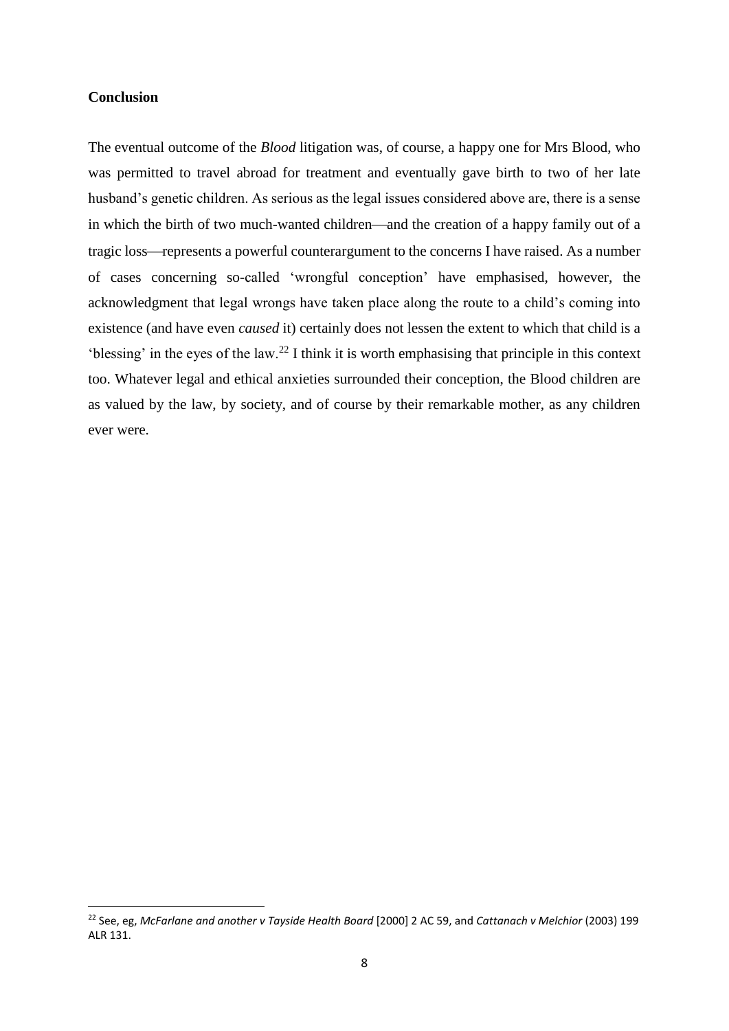## Conclusion

The eventual outcome of the *Blood* litigation was, of course, a happy one for Mrs Blood, who was permitted to travel abroad for treatment and eventually gave birth to two of her late husband's genetic children. As serious as the legal issues considered above are, there is a sense in which the birth of two much-wanted children—and the creation of a happy family out of a tragic loss—represents a powerful counterargument to the concerns I have raised. As a number of cases concerning so-called 'wrongful conception' have emphasised, however, the acknowledgment that legal wrongs have taken place along the route to a child's coming into existence (and have even *caused* it) certainly does not lessen the extent to which that child is a 'blessing' in the eyes of the law.[22] I think it is worth emphasising that principle in this context too. Whatever legal and ethical anxieties surrounded their conception, the Blood children are as valued by the law, by society, and of course by their remarkable mother, as any children ever were.

---

[22] See, eg, *McFarlane and another v Tayside Health Board* [2000] 2 AC 59, and *Cattanach v Melchior* (2003) 199 ALR 131.